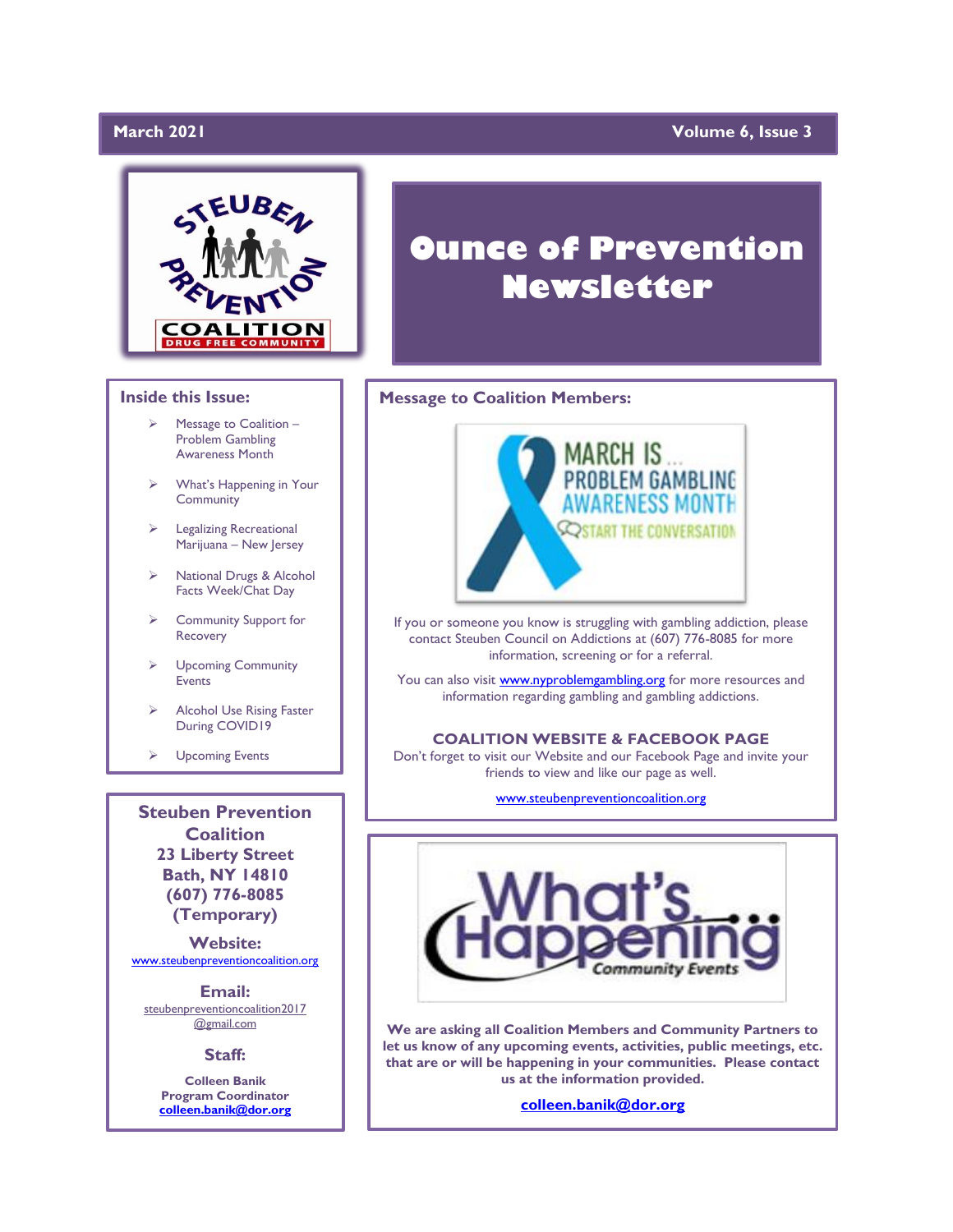March 2021 | Volume 6, Issue 3

# Ounce of Prevention Newsletter

## Inside this Issue:

- Message to Coalition – Problem Gambling Awareness Month
- What's Happening in Your Community
- Legalizing Recreational Marijuana – New Jersey
- National Drugs & Alcohol Facts Week/Chat Day
- Community Support for Recovery
- Upcoming Community Events
- Alcohol Use Rising Faster During COVID19
- Upcoming Events

**Steuben Prevention Coalition**
**23 Liberty Street**
**Bath, NY 14810**
**(607) 776-8085**
**(Temporary)**

**Website:**
www.steubenpreventioncoalition.org

**Email:**
steubenpreventioncoalition2017@gmail.com

**Staff:**

**Colleen Banik**
**Program Coordinator**
**colleen.banik@dor.org**

## Message to Coalition Members:

MARCH IS... PROBLEM GAMBLING AWARENESS MONTH
START THE CONVERSATION

If you or someone you know is struggling with gambling addiction, please contact Steuben Council on Addictions at (607) 776-8085 for more information, screening or for a referral.

You can also visit www.nyproblemgambling.org for more resources and information regarding gambling and gambling addictions.

### COALITION WEBSITE & FACEBOOK PAGE

Don't forget to visit our Website and our Facebook Page and invite your friends to view and like our page as well.

www.steubenpreventioncoalition.org

## What's Happening
Community Events

**We are asking all Coalition Members and Community Partners to let us know of any upcoming events, activities, public meetings, etc. that are or will be happening in your communities. Please contact us at the information provided.**

**colleen.banik@dor.org**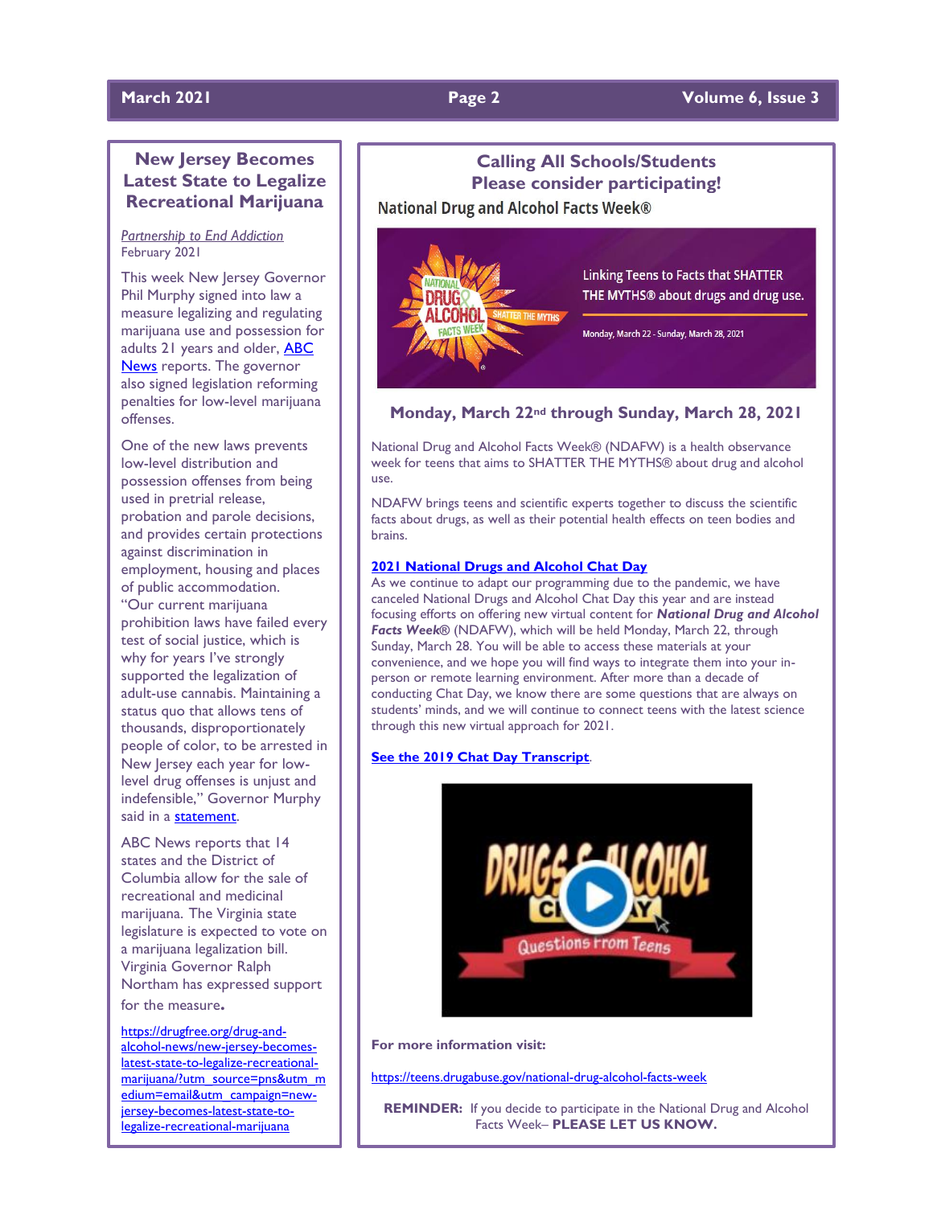## New Jersey Becomes Latest State to Legalize Recreational Marijuana

*Partnership to End Addiction*
February 2021

This week New Jersey Governor Phil Murphy signed into law a measure legalizing and regulating marijuana use and possession for adults 21 years and older, ABC News reports. The governor also signed legislation reforming penalties for low-level marijuana offenses.

One of the new laws prevents low-level distribution and possession offenses from being used in pretrial release, probation and parole decisions, and provides certain protections against discrimination in employment, housing and places of public accommodation. "Our current marijuana prohibition laws have failed every test of social justice, which is why for years I've strongly supported the legalization of adult-use cannabis. Maintaining a status quo that allows tens of thousands, disproportionately people of color, to be arrested in New Jersey each year for low-level drug offenses is unjust and indefensible," Governor Murphy said in a statement.

ABC News reports that 14 states and the District of Columbia allow for the sale of recreational and medicinal marijuana. The Virginia state legislature is expected to vote on a marijuana legalization bill. Virginia Governor Ralph Northam has expressed support for the measure.

https://drugfree.org/drug-and-alcohol-news/new-jersey-becomes-latest-state-to-legalize-recreational-marijuana/?utm_source=pns&utm_medium=email&utm_campaign=new-jersey-becomes-latest-state-to-legalize-recreational-marijuana

## Calling All Schools/Students Please consider participating!

### National Drug and Alcohol Facts Week®

Linking Teens to Facts that SHATTER THE MYTHS® about drugs and drug use.

Monday, March 22 - Sunday, March 28, 2021

### Monday, March 22nd through Sunday, March 28, 2021

National Drug and Alcohol Facts Week® (NDAFW) is a health observance week for teens that aims to SHATTER THE MYTHS® about drug and alcohol use.

NDAFW brings teens and scientific experts together to discuss the scientific facts about drugs, as well as their potential health effects on teen bodies and brains.

**2021 National Drugs and Alcohol Chat Day**

As we continue to adapt our programming due to the pandemic, we have canceled National Drugs and Alcohol Chat Day this year and are instead focusing efforts on offering new virtual content for ***National Drug and Alcohol Facts Week®*** (NDAFW), which will be held Monday, March 22, through Sunday, March 28. You will be able to access these materials at your convenience, and we hope you will find ways to integrate them into your in-person or remote learning environment. After more than a decade of conducting Chat Day, we know there are some questions that are always on students' minds, and we will continue to connect teens with the latest science through this new virtual approach for 2021.

**See the 2019 Chat Day Transcript**.

**For more information visit:**

https://teens.drugabuse.gov/national-drug-alcohol-facts-week

**REMINDER:** If you decide to participate in the National Drug and Alcohol Facts Week– **PLEASE LET US KNOW.**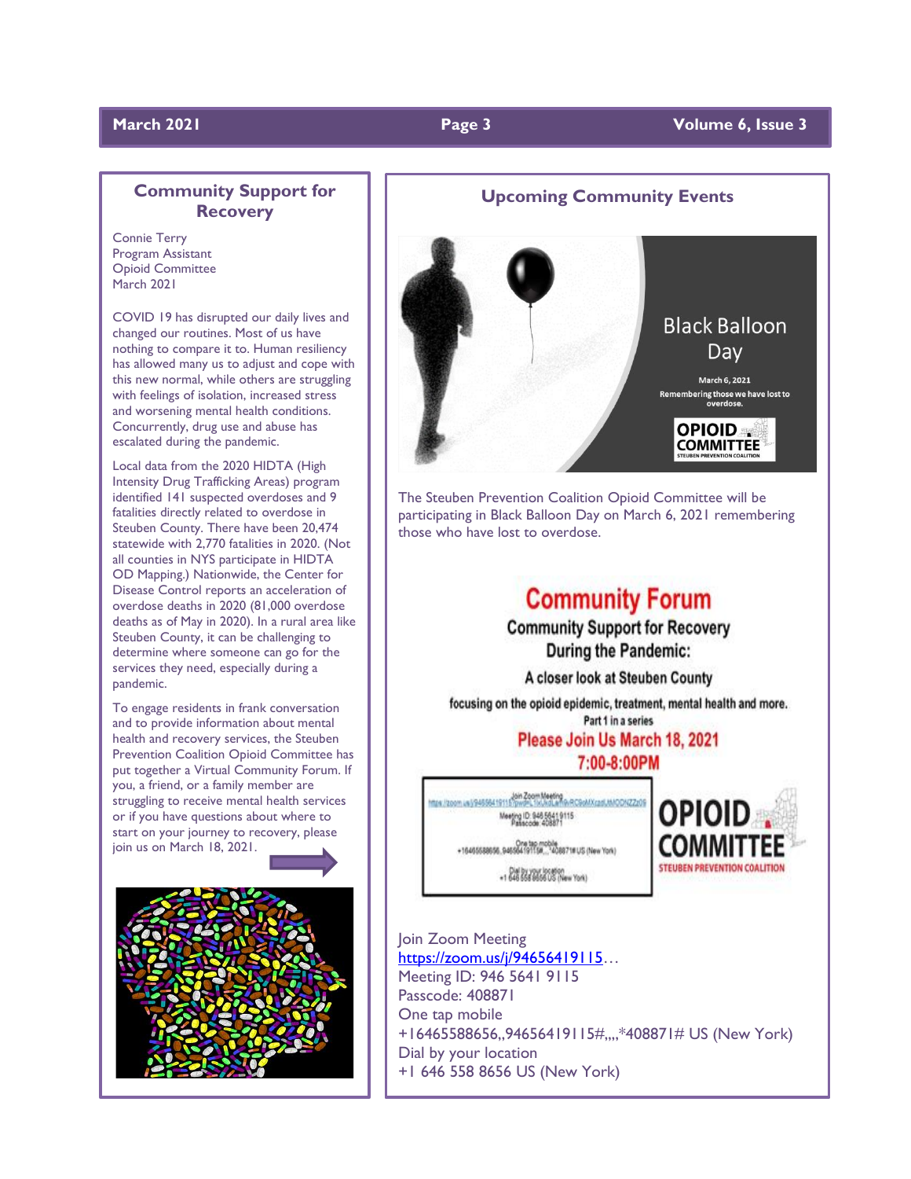## Community Support for Recovery

Connie Terry
Program Assistant
Opioid Committee
March 2021

COVID 19 has disrupted our daily lives and changed our routines. Most of us have nothing to compare it to. Human resiliency has allowed many us to adjust and cope with this new normal, while others are struggling with feelings of isolation, increased stress and worsening mental health conditions. Concurrently, drug use and abuse has escalated during the pandemic.

Local data from the 2020 HIDTA (High Intensity Drug Trafficking Areas) program identified 141 suspected overdoses and 9 fatalities directly related to overdose in Steuben County. There have been 20,474 statewide with 2,770 fatalities in 2020. (Not all counties in NYS participate in HIDTA OD Mapping.) Nationwide, the Center for Disease Control reports an acceleration of overdose deaths in 2020 (81,000 overdose deaths as of May in 2020). In a rural area like Steuben County, it can be challenging to determine where someone can go for the services they need, especially during a pandemic.

To engage residents in frank conversation and to provide information about mental health and recovery services, the Steuben Prevention Coalition Opioid Committee has put together a Virtual Community Forum. If you, a friend, or a family member are struggling to receive mental health services or if you have questions about where to start on your journey to recovery, please join us on March 18, 2021.

## Upcoming Community Events

Black Balloon Day

March 6, 2021

Remembering those we have lost to overdose.

OPIOID COMMITTEE
STEUBEN PREVENTION COALITION

The Steuben Prevention Coalition Opioid Committee will be participating in Black Balloon Day on March 6, 2021 remembering those who have lost to overdose.

**Community Forum**

**Community Support for Recovery During the Pandemic:**

**A closer look at Steuben County**

focusing on the opioid epidemic, treatment, mental health and more.

Part 1 in a series

**Please Join Us March 18, 2021**

**7:00-8:00PM**

OPIOID COMMITTEE
STEUBEN PREVENTION COALITION

Join Zoom Meeting
https://zoom.us/j/94656419115…
Meeting ID: 946 5641 9115
Passcode: 408871
One tap mobile
+16465588656,,94656419115#,,,,*408871# US (New York)
Dial by your location
+1 646 558 8656 US (New York)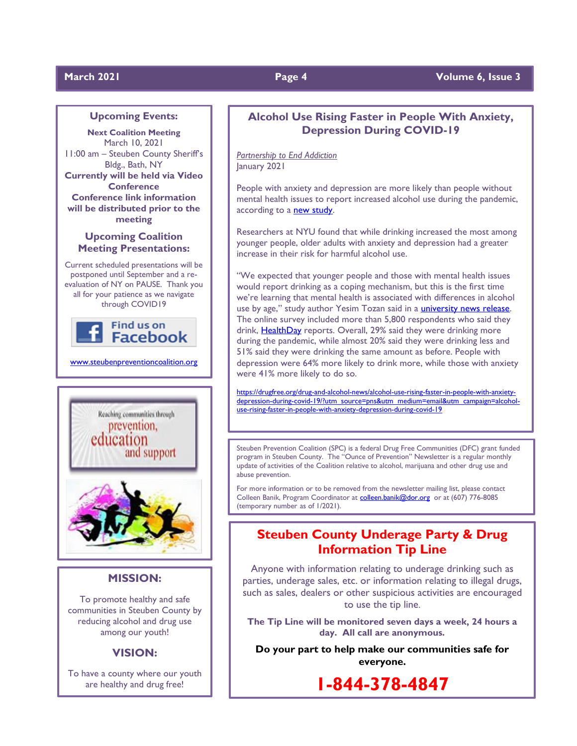## Upcoming Events:

**Next Coalition Meeting**
March 10, 2021
11:00 am – Steuben County Sheriff's Bldg., Bath, NY
**Currently will be held via Video Conference**
**Conference link information will be distributed prior to the meeting**

## Upcoming Coalition Meeting Presentations:

Current scheduled presentations will be postponed until September and a re-evaluation of NY on PAUSE. Thank you all for your patience as we navigate through COVID19

Find us on Facebook

www.steubenpreventioncoalition.org

## MISSION:

To promote healthy and safe communities in Steuben County by reducing alcohol and drug use among our youth!

## VISION:

To have a county where our youth are healthy and drug free!

## Alcohol Use Rising Faster in People With Anxiety, Depression During COVID-19

*Partnership to End Addiction*
January 2021

People with anxiety and depression are more likely than people without mental health issues to report increased alcohol use during the pandemic, according to a new study.

Researchers at NYU found that while drinking increased the most among younger people, older adults with anxiety and depression had a greater increase in their risk for harmful alcohol use.

"We expected that younger people and those with mental health issues would report drinking as a coping mechanism, but this is the first time we're learning that mental health is associated with differences in alcohol use by age," study author Yesim Tozan said in a university news release. The online survey included more than 5,800 respondents who said they drink, HealthDay reports. Overall, 29% said they were drinking more during the pandemic, while almost 20% said they were drinking less and 51% said they were drinking the same amount as before. People with depression were 64% more likely to drink more, while those with anxiety were 41% more likely to do so.

https://drugfree.org/drug-and-alcohol-news/alcohol-use-rising-faster-in-people-with-anxiety-depression-during-covid-19/?utm_source=pns&utm_medium=email&utm_campaign=alcohol-use-rising-faster-in-people-with-anxiety-depression-during-covid-19

Steuben Prevention Coalition (SPC) is a federal Drug Free Communities (DFC) grant funded program in Steuben County. The "Ounce of Prevention" Newsletter is a regular monthly update of activities of the Coalition relative to alcohol, marijuana and other drug use and abuse prevention.

For more information or to be removed from the newsletter mailing list, please contact Colleen Banik, Program Coordinator at colleen.banik@dor.org or at (607) 776-8085 (temporary number as of 1/2021).

## Steuben County Underage Party & Drug Information Tip Line

Anyone with information relating to underage drinking such as parties, underage sales, etc. or information relating to illegal drugs, such as sales, dealers or other suspicious activities are encouraged to use the tip line.

**The Tip Line will be monitored seven days a week, 24 hours a day. All call are anonymous.**

**Do your part to help make our communities safe for everyone.**

# 1-844-378-4847